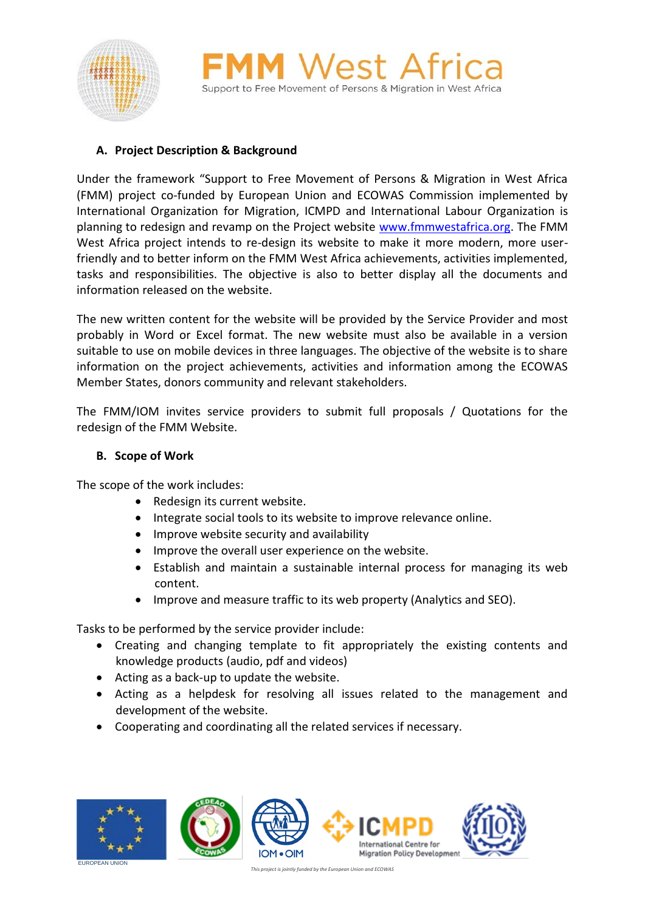# FMM West Africa

Support to Free Movement of Persons & Migration in West Africa

## A. Project Description & Background

Under the framework "Support to Free Movement of Persons & Migration in West Africa (FMM) project co-funded by European Union and ECOWAS Commission implemented by International Organization for Migration, ICMPD and International Labour Organization is planning to redesign and revamp on the Project website www.fmmwestafrica.org. The FMM West Africa project intends to re-design its website to make it more modern, more user-friendly and to better inform on the FMM West Africa achievements, activities implemented, tasks and responsibilities. The objective is also to better display all the documents and information released on the website.

The new written content for the website will be provided by the Service Provider and most probably in Word or Excel format. The new website must also be available in a version suitable to use on mobile devices in three languages. The objective of the website is to share information on the project achievements, activities and information among the ECOWAS Member States, donors community and relevant stakeholders.

The FMM/IOM invites service providers to submit full proposals / Quotations for the redesign of the FMM Website.

## B. Scope of Work

The scope of the work includes:

- Redesign its current website.
- Integrate social tools to its website to improve relevance online.
- Improve website security and availability
- Improve the overall user experience on the website.
- Establish and maintain a sustainable internal process for managing its web content.
- Improve and measure traffic to its web property (Analytics and SEO).

Tasks to be performed by the service provider include:

- Creating and changing template to fit appropriately the existing contents and knowledge products (audio, pdf and videos)
- Acting as a back-up to update the website.
- Acting as a helpdesk for resolving all issues related to the management and development of the website.
- Cooperating and coordinating all the related services if necessary.

*This project is jointly funded by the European Union and ECOWAS*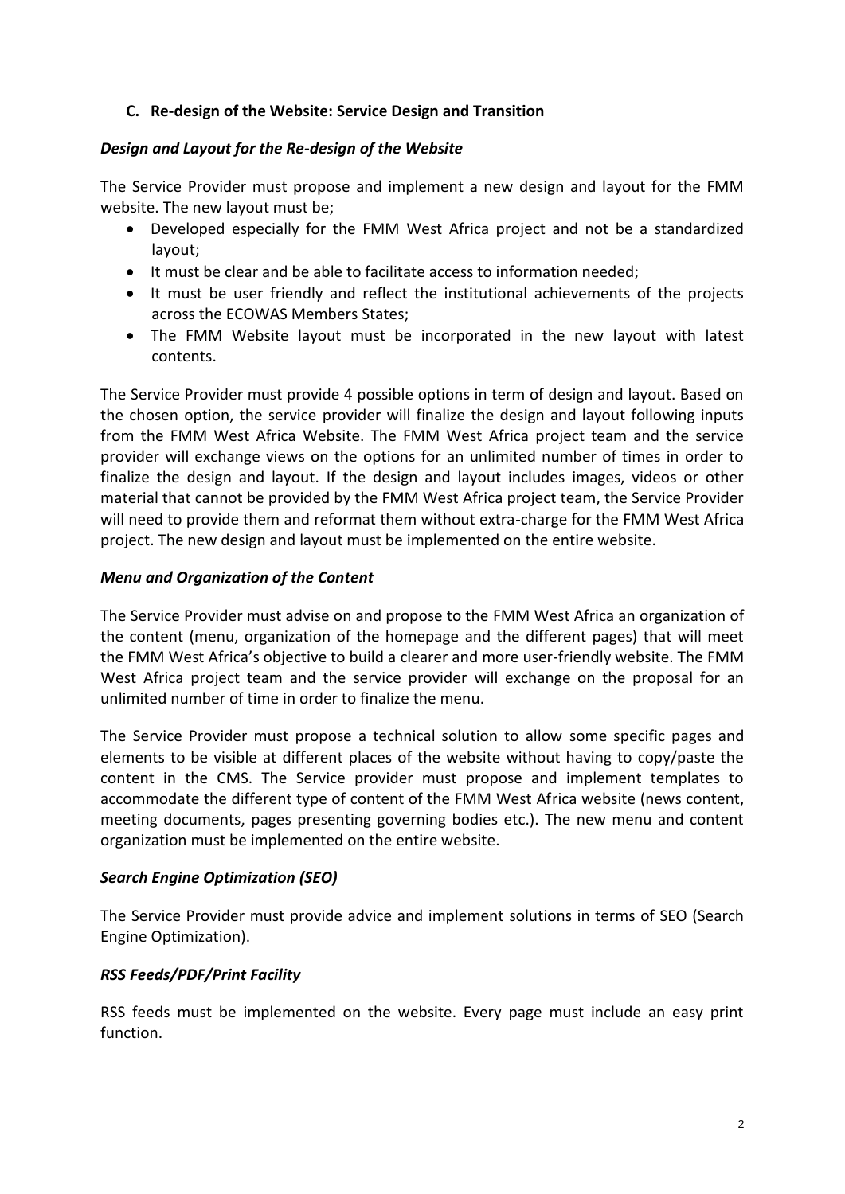## C. Re-design of the Website: Service Design and Transition

### *Design and Layout for the Re-design of the Website*

The Service Provider must propose and implement a new design and layout for the FMM website. The new layout must be;

- Developed especially for the FMM West Africa project and not be a standardized layout;
- It must be clear and be able to facilitate access to information needed;
- It must be user friendly and reflect the institutional achievements of the projects across the ECOWAS Members States;
- The FMM Website layout must be incorporated in the new layout with latest contents.

The Service Provider must provide 4 possible options in term of design and layout. Based on the chosen option, the service provider will finalize the design and layout following inputs from the FMM West Africa Website. The FMM West Africa project team and the service provider will exchange views on the options for an unlimited number of times in order to finalize the design and layout. If the design and layout includes images, videos or other material that cannot be provided by the FMM West Africa project team, the Service Provider will need to provide them and reformat them without extra-charge for the FMM West Africa project. The new design and layout must be implemented on the entire website.

### *Menu and Organization of the Content*

The Service Provider must advise on and propose to the FMM West Africa an organization of the content (menu, organization of the homepage and the different pages) that will meet the FMM West Africa's objective to build a clearer and more user-friendly website. The FMM West Africa project team and the service provider will exchange on the proposal for an unlimited number of time in order to finalize the menu.

The Service Provider must propose a technical solution to allow some specific pages and elements to be visible at different places of the website without having to copy/paste the content in the CMS. The Service provider must propose and implement templates to accommodate the different type of content of the FMM West Africa website (news content, meeting documents, pages presenting governing bodies etc.). The new menu and content organization must be implemented on the entire website.

### *Search Engine Optimization (SEO)*

The Service Provider must provide advice and implement solutions in terms of SEO (Search Engine Optimization).

### *RSS Feeds/PDF/Print Facility*

RSS feeds must be implemented on the website. Every page must include an easy print function.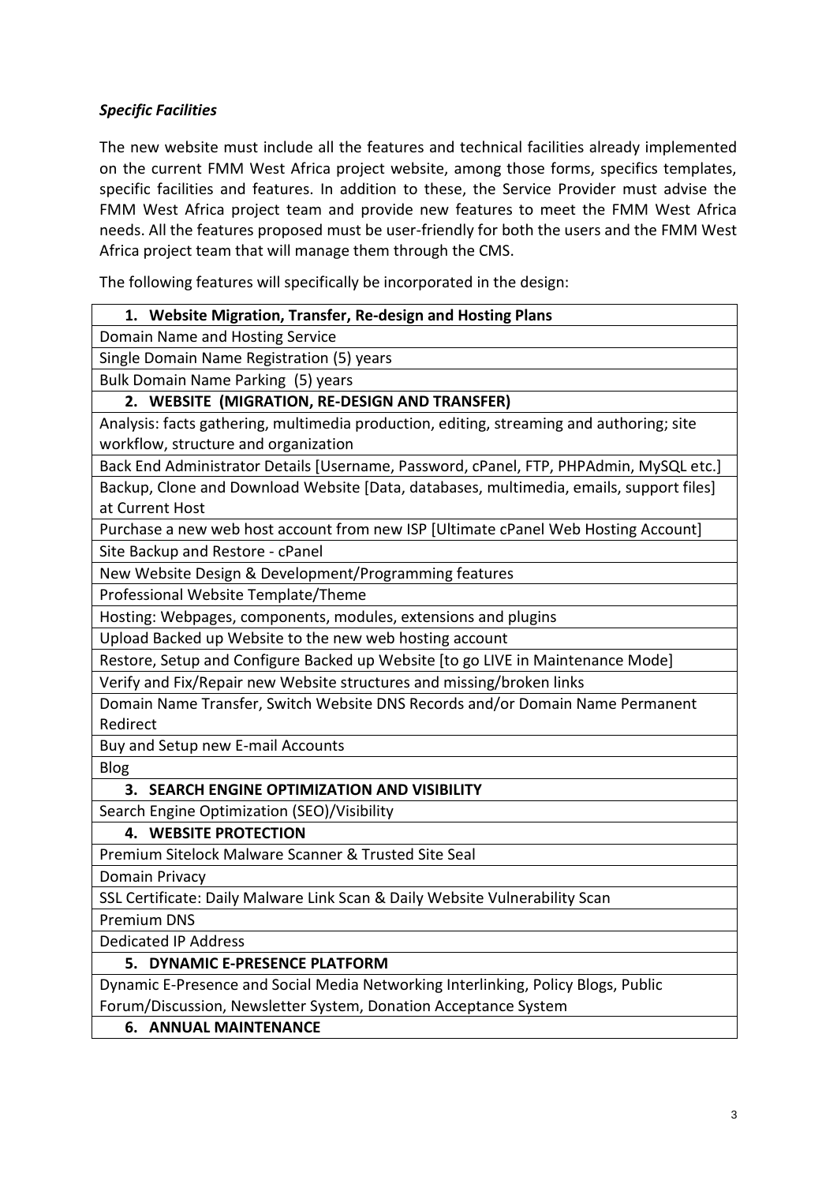***Specific Facilities***

The new website must include all the features and technical facilities already implemented on the current FMM West Africa project website, among those forms, specifics templates, specific facilities and features. In addition to these, the Service Provider must advise the FMM West Africa project team and provide new features to meet the FMM West Africa needs. All the features proposed must be user-friendly for both the users and the FMM West Africa project team that will manage them through the CMS.

The following features will specifically be incorporated in the design:

| **1. Website Migration, Transfer, Re-design and Hosting Plans** |
|---|
| Domain Name and Hosting Service |
| Single Domain Name Registration (5) years |
| Bulk Domain Name Parking (5) years |
| **2. WEBSITE (MIGRATION, RE-DESIGN AND TRANSFER)** |
| Analysis: facts gathering, multimedia production, editing, streaming and authoring; site workflow, structure and organization |
| Back End Administrator Details [Username, Password, cPanel, FTP, PHPAdmin, MySQL etc.] |
| Backup, Clone and Download Website [Data, databases, multimedia, emails, support files] at Current Host |
| Purchase a new web host account from new ISP [Ultimate cPanel Web Hosting Account] |
| Site Backup and Restore - cPanel |
| New Website Design & Development/Programming features |
| Professional Website Template/Theme |
| Hosting: Webpages, components, modules, extensions and plugins |
| Upload Backed up Website to the new web hosting account |
| Restore, Setup and Configure Backed up Website [to go LIVE in Maintenance Mode] |
| Verify and Fix/Repair new Website structures and missing/broken links |
| Domain Name Transfer, Switch Website DNS Records and/or Domain Name Permanent Redirect |
| Buy and Setup new E-mail Accounts |
| Blog |
| **3. SEARCH ENGINE OPTIMIZATION AND VISIBILITY** |
| Search Engine Optimization (SEO)/Visibility |
| **4. WEBSITE PROTECTION** |
| Premium Sitelock Malware Scanner & Trusted Site Seal |
| Domain Privacy |
| SSL Certificate: Daily Malware Link Scan & Daily Website Vulnerability Scan |
| Premium DNS |
| Dedicated IP Address |
| **5. DYNAMIC E-PRESENCE PLATFORM** |
| Dynamic E-Presence and Social Media Networking Interlinking, Policy Blogs, Public Forum/Discussion, Newsletter System, Donation Acceptance System |
| **6. ANNUAL MAINTENANCE** |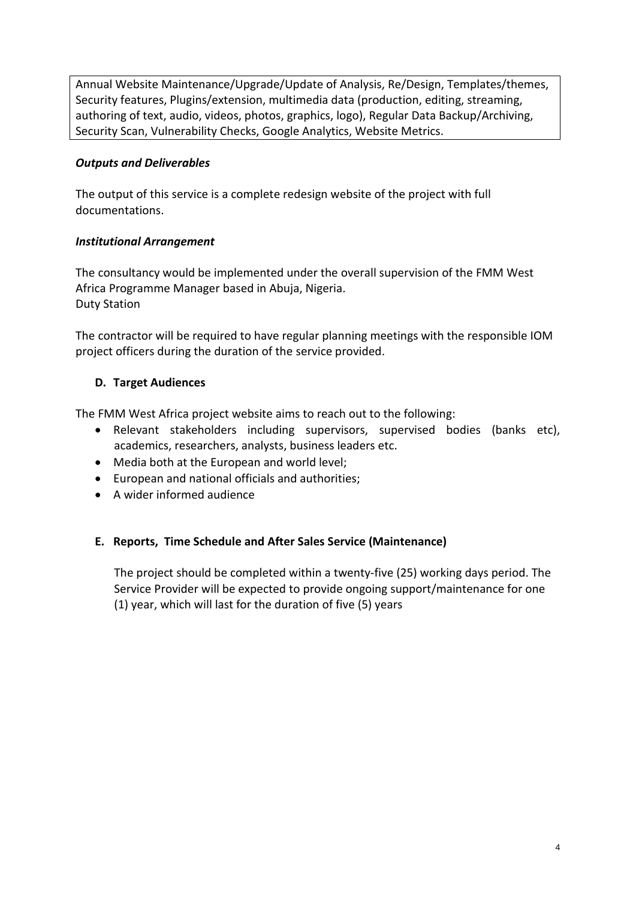| |
|---|
| Annual Website Maintenance/Upgrade/Update of Analysis, Re/Design, Templates/themes, Security features, Plugins/extension, multimedia data (production, editing, streaming, authoring of text, audio, videos, photos, graphics, logo), Regular Data Backup/Archiving, Security Scan, Vulnerability Checks, Google Analytics, Website Metrics. |

***Outputs and Deliverables***

The output of this service is a complete redesign website of the project with full documentations.

***Institutional Arrangement***

The consultancy would be implemented under the overall supervision of the FMM West Africa Programme Manager based in Abuja, Nigeria.
Duty Station

The contractor will be required to have regular planning meetings with the responsible IOM project officers during the duration of the service provided.

**D. Target Audiences**

The FMM West Africa project website aims to reach out to the following:

- Relevant stakeholders including supervisors, supervised bodies (banks etc), academics, researchers, analysts, business leaders etc.
- Media both at the European and world level;
- European and national officials and authorities;
- A wider informed audience

**E. Reports, Time Schedule and After Sales Service (Maintenance)**

The project should be completed within a twenty-five (25) working days period. The Service Provider will be expected to provide ongoing support/maintenance for one (1) year, which will last for the duration of five (5) years